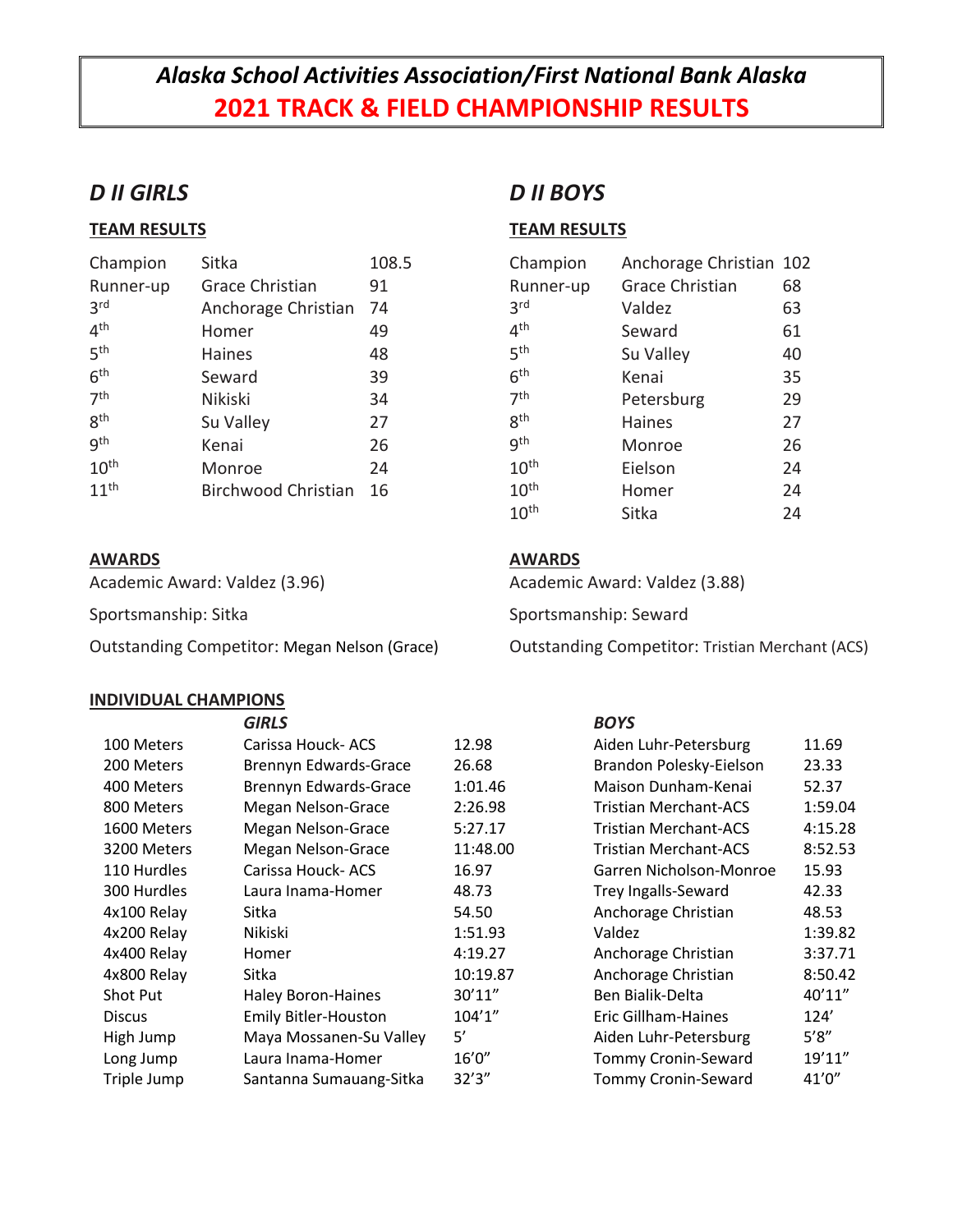# *Alaska School Activities Association/First National Bank Alaska*
# 2021 TRACK & FIELD CHAMPIONSHIP RESULTS

## *D II GIRLS*

### TEAM RESULTS

| | | |
|---|---|---|
| Champion | Sitka | 108.5 |
| Runner-up | Grace Christian | 91 |
| 3rd | Anchorage Christian | 74 |
| 4th | Homer | 49 |
| 5th | Haines | 48 |
| 6th | Seward | 39 |
| 7th | Nikiski | 34 |
| 8th | Su Valley | 27 |
| 9th | Kenai | 26 |
| 10th | Monroe | 24 |
| 11th | Birchwood Christian | 16 |

### AWARDS

Academic Award: Valdez (3.96)

Sportsmanship: Sitka

Outstanding Competitor: Megan Nelson (Grace)

## *D II BOYS*

### TEAM RESULTS

| | | |
|---|---|---|
| Champion | Anchorage Christian | 102 |
| Runner-up | Grace Christian | 68 |
| 3rd | Valdez | 63 |
| 4th | Seward | 61 |
| 5th | Su Valley | 40 |
| 6th | Kenai | 35 |
| 7th | Petersburg | 29 |
| 8th | Haines | 27 |
| 9th | Monroe | 26 |
| 10th | Eielson | 24 |
| 10th | Homer | 24 |
| 10th | Sitka | 24 |

### AWARDS

Academic Award: Valdez (3.88)

Sportsmanship: Seward

Outstanding Competitor: Tristian Merchant (ACS)

### INDIVIDUAL CHAMPIONS

| Event | *GIRLS* | | *BOYS* | |
|---|---|---|---|---|
| 100 Meters | Carissa Houck- ACS | 12.98 | Aiden Luhr-Petersburg | 11.69 |
| 200 Meters | Brennyn Edwards-Grace | 26.68 | Brandon Polesky-Eielson | 23.33 |
| 400 Meters | Brennyn Edwards-Grace | 1:01.46 | Maison Dunham-Kenai | 52.37 |
| 800 Meters | Megan Nelson-Grace | 2:26.98 | Tristian Merchant-ACS | 1:59.04 |
| 1600 Meters | Megan Nelson-Grace | 5:27.17 | Tristian Merchant-ACS | 4:15.28 |
| 3200 Meters | Megan Nelson-Grace | 11:48.00 | Tristian Merchant-ACS | 8:52.53 |
| 110 Hurdles | Carissa Houck- ACS | 16.97 | Garren Nicholson-Monroe | 15.93 |
| 300 Hurdles | Laura Inama-Homer | 48.73 | Trey Ingalls-Seward | 42.33 |
| 4x100 Relay | Sitka | 54.50 | Anchorage Christian | 48.53 |
| 4x200 Relay | Nikiski | 1:51.93 | Valdez | 1:39.82 |
| 4x400 Relay | Homer | 4:19.27 | Anchorage Christian | 3:37.71 |
| 4x800 Relay | Sitka | 10:19.87 | Anchorage Christian | 8:50.42 |
| Shot Put | Haley Boron-Haines | 30'11" | Ben Bialik-Delta | 40'11" |
| Discus | Emily Bitler-Houston | 104'1" | Eric Gillham-Haines | 124' |
| High Jump | Maya Mossanen-Su Valley | 5' | Aiden Luhr-Petersburg | 5'8" |
| Long Jump | Laura Inama-Homer | 16'0" | Tommy Cronin-Seward | 19'11" |
| Triple Jump | Santanna Sumauang-Sitka | 32'3" | Tommy Cronin-Seward | 41'0" |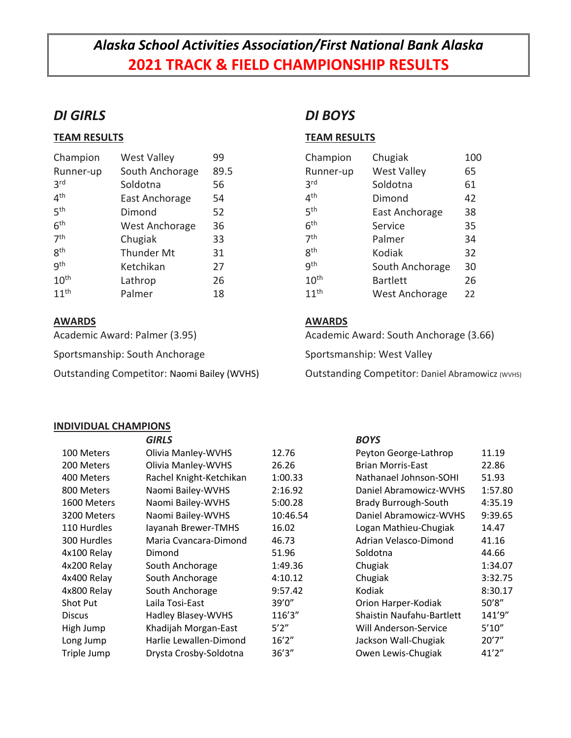# *Alaska School Activities Association/First National Bank Alaska*
# 2021 TRACK & FIELD CHAMPIONSHIP RESULTS

## *DI GIRLS*

### TEAM RESULTS

| | | |
|---|---|---|
| Champion | West Valley | 99 |
| Runner-up | South Anchorage | 89.5 |
| 3rd | Soldotna | 56 |
| 4th | East Anchorage | 54 |
| 5th | Dimond | 52 |
| 6th | West Anchorage | 36 |
| 7th | Chugiak | 33 |
| 8th | Thunder Mt | 31 |
| 9th | Ketchikan | 27 |
| 10th | Lathrop | 26 |
| 11th | Palmer | 18 |

### AWARDS

Academic Award: Palmer (3.95)

Sportsmanship: South Anchorage

Outstanding Competitor: Naomi Bailey (WVHS)

## *DI BOYS*

### TEAM RESULTS

| | | |
|---|---|---|
| Champion | Chugiak | 100 |
| Runner-up | West Valley | 65 |
| 3rd | Soldotna | 61 |
| 4th | Dimond | 42 |
| 5th | East Anchorage | 38 |
| 6th | Service | 35 |
| 7th | Palmer | 34 |
| 8th | Kodiak | 32 |
| 9th | South Anchorage | 30 |
| 10th | Bartlett | 26 |
| 11th | West Anchorage | 22 |

### AWARDS

Academic Award: South Anchorage (3.66)

Sportsmanship: West Valley

Outstanding Competitor: Daniel Abramowicz (WVHS)

### INDIVIDUAL CHAMPIONS

| | *GIRLS* | | *BOYS* | |
|---|---|---|---|---|
| 100 Meters | Olivia Manley-WVHS | 12.76 | Peyton George-Lathrop | 11.19 |
| 200 Meters | Olivia Manley-WVHS | 26.26 | Brian Morris-East | 22.86 |
| 400 Meters | Rachel Knight-Ketchikan | 1:00.33 | Nathanael Johnson-SOHI | 51.93 |
| 800 Meters | Naomi Bailey-WVHS | 2:16.92 | Daniel Abramowicz-WVHS | 1:57.80 |
| 1600 Meters | Naomi Bailey-WVHS | 5:00.28 | Brady Burrough-South | 4:35.19 |
| 3200 Meters | Naomi Bailey-WVHS | 10:46.54 | Daniel Abramowicz-WVHS | 9:39.65 |
| 110 Hurdles | Iayanah Brewer-TMHS | 16.02 | Logan Mathieu-Chugiak | 14.47 |
| 300 Hurdles | Maria Cvancara-Dimond | 46.73 | Adrian Velasco-Dimond | 41.16 |
| 4x100 Relay | Dimond | 51.96 | Soldotna | 44.66 |
| 4x200 Relay | South Anchorage | 1:49.36 | Chugiak | 1:34.07 |
| 4x400 Relay | South Anchorage | 4:10.12 | Chugiak | 3:32.75 |
| 4x800 Relay | South Anchorage | 9:57.42 | Kodiak | 8:30.17 |
| Shot Put | Laila Tosi-East | 39'0" | Orion Harper-Kodiak | 50'8" |
| Discus | Hadley Blasey-WVHS | 116'3" | Shaistin Naufahu-Bartlett | 141'9" |
| High Jump | Khadijah Morgan-East | 5'2" | Will Anderson-Service | 5'10" |
| Long Jump | Harlie Lewallen-Dimond | 16'2" | Jackson Wall-Chugiak | 20'7" |
| Triple Jump | Drysta Crosby-Soldotna | 36'3" | Owen Lewis-Chugiak | 41'2" |